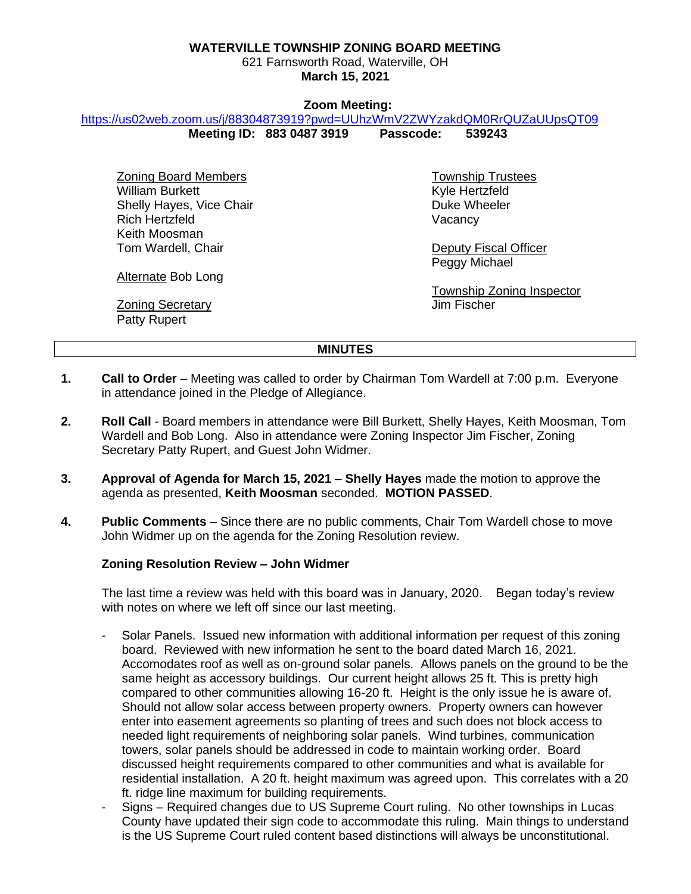**WATERVILLE TOWNSHIP ZONING BOARD MEETING**
621 Farnsworth Road, Waterville, OH
**March 15, 2021**

**Zoom Meeting:**
https://us02web.zoom.us/j/88304873919?pwd=UUhzWmV2ZWYzakdQM0RrQUZaUUpsQT09
**Meeting ID: 883 0487 3919 Passcode: 539243**

Zoning Board Members
William Burkett
Shelly Hayes, Vice Chair
Rich Hertzfeld
Keith Moosman
Tom Wardell, Chair

Alternate Bob Long

Zoning Secretary
Patty Rupert

Township Trustees
Kyle Hertzfeld
Duke Wheeler
Vacancy

Deputy Fiscal Officer
Peggy Michael

Township Zoning Inspector
Jim Fischer

## MINUTES

1. **Call to Order** – Meeting was called to order by Chairman Tom Wardell at 7:00 p.m. Everyone in attendance joined in the Pledge of Allegiance.

2. **Roll Call** - Board members in attendance were Bill Burkett, Shelly Hayes, Keith Moosman, Tom Wardell and Bob Long. Also in attendance were Zoning Inspector Jim Fischer, Zoning Secretary Patty Rupert, and Guest John Widmer.

3. **Approval of Agenda for March 15, 2021** – **Shelly Hayes** made the motion to approve the agenda as presented, **Keith Moosman** seconded. **MOTION PASSED**.

4. **Public Comments** – Since there are no public comments, Chair Tom Wardell chose to move John Widmer up on the agenda for the Zoning Resolution review.

   **Zoning Resolution Review – John Widmer**

   The last time a review was held with this board was in January, 2020. Began today's review with notes on where we left off since our last meeting.

   - Solar Panels. Issued new information with additional information per request of this zoning board. Reviewed with new information he sent to the board dated March 16, 2021. Accomodates roof as well as on-ground solar panels. Allows panels on the ground to be the same height as accessory buildings. Our current height allows 25 ft. This is pretty high compared to other communities allowing 16-20 ft. Height is the only issue he is aware of. Should not allow solar access between property owners. Property owners can however enter into easement agreements so planting of trees and such does not block access to needed light requirements of neighboring solar panels. Wind turbines, communication towers, solar panels should be addressed in code to maintain working order. Board discussed height requirements compared to other communities and what is available for residential installation. A 20 ft. height maximum was agreed upon. This correlates with a 20 ft. ridge line maximum for building requirements.
   - Signs – Required changes due to US Supreme Court ruling. No other townships in Lucas County have updated their sign code to accommodate this ruling. Main things to understand is the US Supreme Court ruled content based distinctions will always be unconstitutional.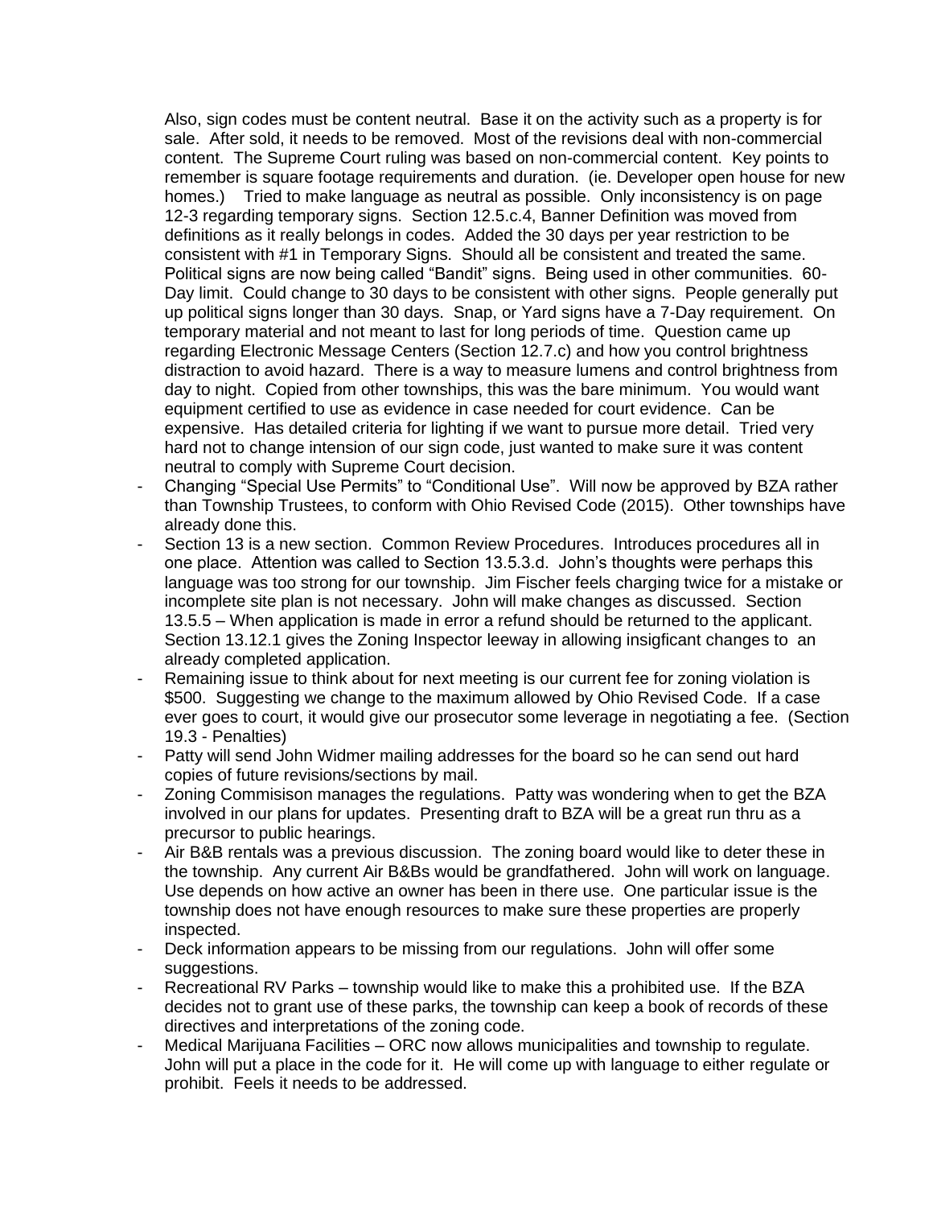Also, sign codes must be content neutral. Base it on the activity such as a property is for sale. After sold, it needs to be removed. Most of the revisions deal with non-commercial content. The Supreme Court ruling was based on non-commercial content. Key points to remember is square footage requirements and duration. (ie. Developer open house for new homes.) Tried to make language as neutral as possible. Only inconsistency is on page 12-3 regarding temporary signs. Section 12.5.c.4, Banner Definition was moved from definitions as it really belongs in codes. Added the 30 days per year restriction to be consistent with #1 in Temporary Signs. Should all be consistent and treated the same. Political signs are now being called "Bandit" signs. Being used in other communities. 60-Day limit. Could change to 30 days to be consistent with other signs. People generally put up political signs longer than 30 days. Snap, or Yard signs have a 7-Day requirement. On temporary material and not meant to last for long periods of time. Question came up regarding Electronic Message Centers (Section 12.7.c) and how you control brightness distraction to avoid hazard. There is a way to measure lumens and control brightness from day to night. Copied from other townships, this was the bare minimum. You would want equipment certified to use as evidence in case needed for court evidence. Can be expensive. Has detailed criteria for lighting if we want to pursue more detail. Tried very hard not to change intension of our sign code, just wanted to make sure it was content neutral to comply with Supreme Court decision.

- Changing "Special Use Permits" to "Conditional Use". Will now be approved by BZA rather than Township Trustees, to conform with Ohio Revised Code (2015). Other townships have already done this.
- Section 13 is a new section. Common Review Procedures. Introduces procedures all in one place. Attention was called to Section 13.5.3.d. John's thoughts were perhaps this language was too strong for our township. Jim Fischer feels charging twice for a mistake or incomplete site plan is not necessary. John will make changes as discussed. Section 13.5.5 – When application is made in error a refund should be returned to the applicant. Section 13.12.1 gives the Zoning Inspector leeway in allowing insigficant changes to an already completed application.
- Remaining issue to think about for next meeting is our current fee for zoning violation is $500. Suggesting we change to the maximum allowed by Ohio Revised Code. If a case ever goes to court, it would give our prosecutor some leverage in negotiating a fee. (Section 19.3 - Penalties)
- Patty will send John Widmer mailing addresses for the board so he can send out hard copies of future revisions/sections by mail.
- Zoning Commisison manages the regulations. Patty was wondering when to get the BZA involved in our plans for updates. Presenting draft to BZA will be a great run thru as a precursor to public hearings.
- Air B&B rentals was a previous discussion. The zoning board would like to deter these in the township. Any current Air B&Bs would be grandfathered. John will work on language. Use depends on how active an owner has been in there use. One particular issue is the township does not have enough resources to make sure these properties are properly inspected.
- Deck information appears to be missing from our regulations. John will offer some suggestions.
- Recreational RV Parks – township would like to make this a prohibited use. If the BZA decides not to grant use of these parks, the township can keep a book of records of these directives and interpretations of the zoning code.
- Medical Marijuana Facilities – ORC now allows municipalities and township to regulate. John will put a place in the code for it. He will come up with language to either regulate or prohibit. Feels it needs to be addressed.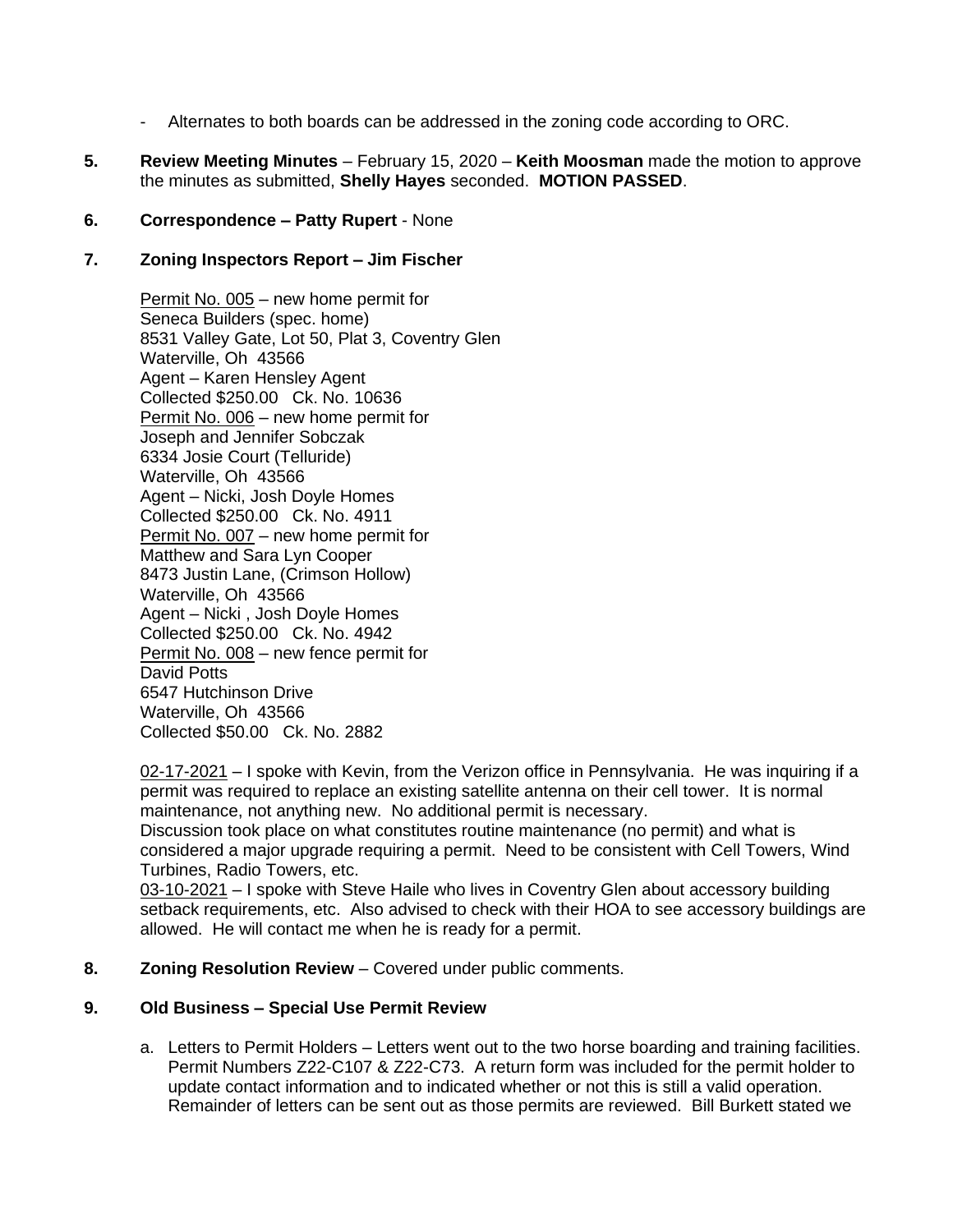- Alternates to both boards can be addressed in the zoning code according to ORC.

**5.** **Review Meeting Minutes** – February 15, 2020 – **Keith Moosman** made the motion to approve the minutes as submitted, **Shelly Hayes** seconded. **MOTION PASSED**.

**6.** **Correspondence – Patty Rupert** - None

**7.** **Zoning Inspectors Report – Jim Fischer**

Permit No. 005 – new home permit for
Seneca Builders (spec. home)
8531 Valley Gate, Lot 50, Plat 3, Coventry Glen
Waterville, Oh 43566
Agent – Karen Hensley Agent
Collected $250.00 Ck. No. 10636
Permit No. 006 – new home permit for
Joseph and Jennifer Sobczak
6334 Josie Court (Telluride)
Waterville, Oh 43566
Agent – Nicki, Josh Doyle Homes
Collected $250.00 Ck. No. 4911
Permit No. 007 – new home permit for
Matthew and Sara Lyn Cooper
8473 Justin Lane, (Crimson Hollow)
Waterville, Oh 43566
Agent – Nicki , Josh Doyle Homes
Collected $250.00 Ck. No. 4942
Permit No. 008 – new fence permit for
David Potts
6547 Hutchinson Drive
Waterville, Oh 43566
Collected $50.00 Ck. No. 2882

02-17-2021 – I spoke with Kevin, from the Verizon office in Pennsylvania. He was inquiring if a permit was required to replace an existing satellite antenna on their cell tower. It is normal maintenance, not anything new. No additional permit is necessary.
Discussion took place on what constitutes routine maintenance (no permit) and what is considered a major upgrade requiring a permit. Need to be consistent with Cell Towers, Wind Turbines, Radio Towers, etc.
03-10-2021 – I spoke with Steve Haile who lives in Coventry Glen about accessory building setback requirements, etc. Also advised to check with their HOA to see accessory buildings are allowed. He will contact me when he is ready for a permit.

**8.** **Zoning Resolution Review** – Covered under public comments.

**9.** **Old Business – Special Use Permit Review**

a. Letters to Permit Holders – Letters went out to the two horse boarding and training facilities. Permit Numbers Z22-C107 & Z22-C73. A return form was included for the permit holder to update contact information and to indicated whether or not this is still a valid operation. Remainder of letters can be sent out as those permits are reviewed. Bill Burkett stated we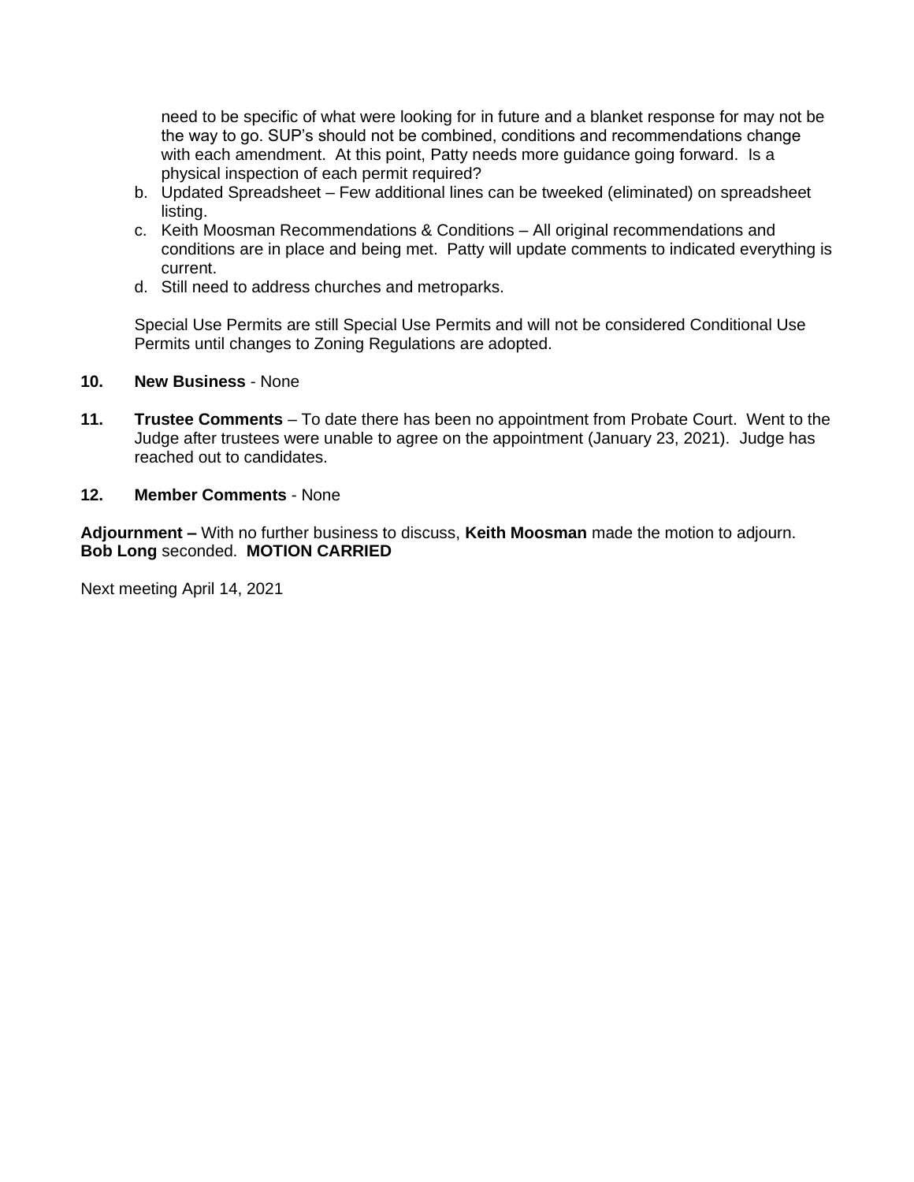need to be specific of what were looking for in future and a blanket response for may not be the way to go. SUP's should not be combined, conditions and recommendations change with each amendment. At this point, Patty needs more guidance going forward. Is a physical inspection of each permit required?

b. Updated Spreadsheet – Few additional lines can be tweeked (eliminated) on spreadsheet listing.
c. Keith Moosman Recommendations & Conditions – All original recommendations and conditions are in place and being met. Patty will update comments to indicated everything is current.
d. Still need to address churches and metroparks.

Special Use Permits are still Special Use Permits and will not be considered Conditional Use Permits until changes to Zoning Regulations are adopted.

**10. New Business** - None

**11. Trustee Comments** – To date there has been no appointment from Probate Court. Went to the Judge after trustees were unable to agree on the appointment (January 23, 2021). Judge has reached out to candidates.

**12. Member Comments** - None

**Adjournment –** With no further business to discuss, **Keith Moosman** made the motion to adjourn. **Bob Long** seconded. **MOTION CARRIED**

Next meeting April 14, 2021